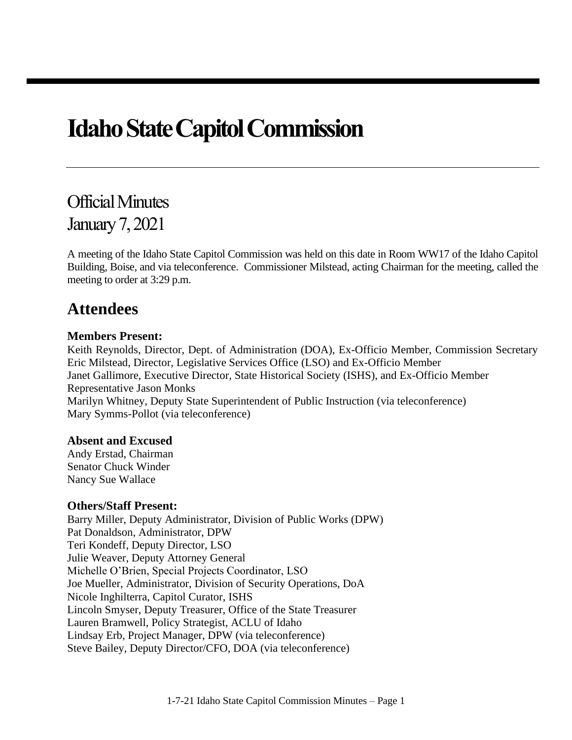# Idaho State Capitol Commission

## Official Minutes
## January 7, 2021

A meeting of the Idaho State Capitol Commission was held on this date in Room WW17 of the Idaho Capitol Building, Boise, and via teleconference. Commissioner Milstead, acting Chairman for the meeting, called the meeting to order at 3:29 p.m.

## Attendees

### Members Present:

Keith Reynolds, Director, Dept. of Administration (DOA), Ex-Officio Member, Commission Secretary
Eric Milstead, Director, Legislative Services Office (LSO) and Ex-Officio Member
Janet Gallimore, Executive Director, State Historical Society (ISHS), and Ex-Officio Member
Representative Jason Monks
Marilyn Whitney, Deputy State Superintendent of Public Instruction (via teleconference)
Mary Symms-Pollot (via teleconference)

### Absent and Excused

Andy Erstad, Chairman
Senator Chuck Winder
Nancy Sue Wallace

### Others/Staff Present:

Barry Miller, Deputy Administrator, Division of Public Works (DPW)
Pat Donaldson, Administrator, DPW
Teri Kondeff, Deputy Director, LSO
Julie Weaver, Deputy Attorney General
Michelle O'Brien, Special Projects Coordinator, LSO
Joe Mueller, Administrator, Division of Security Operations, DoA
Nicole Inghilterra, Capitol Curator, ISHS
Lincoln Smyser, Deputy Treasurer, Office of the State Treasurer
Lauren Bramwell, Policy Strategist, ACLU of Idaho
Lindsay Erb, Project Manager, DPW (via teleconference)
Steve Bailey, Deputy Director/CFO, DOA (via teleconference)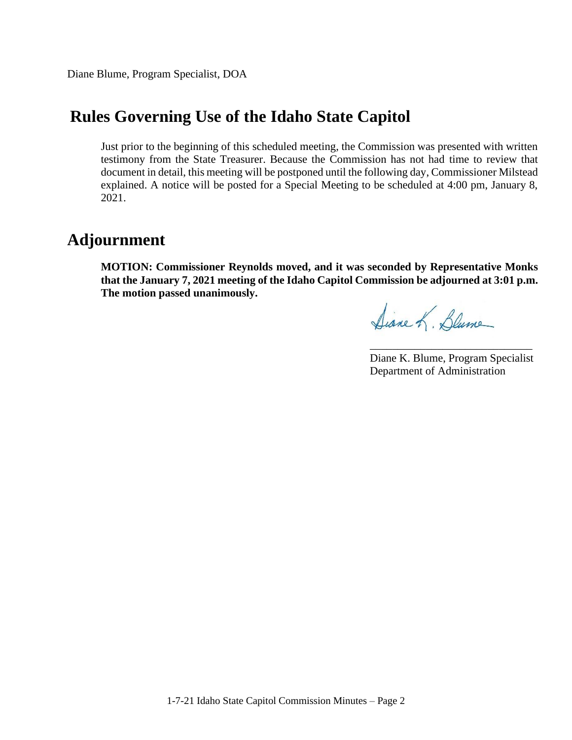Diane Blume, Program Specialist, DOA

## Rules Governing Use of the Idaho State Capitol

Just prior to the beginning of this scheduled meeting, the Commission was presented with written testimony from the State Treasurer. Because the Commission has not had time to review that document in detail, this meeting will be postponed until the following day, Commissioner Milstead explained. A notice will be posted for a Special Meeting to be scheduled at 4:00 pm, January 8, 2021.

## Adjournment

**MOTION: Commissioner Reynolds moved, and it was seconded by Representative Monks that the January 7, 2021 meeting of the Idaho Capitol Commission be adjourned at 3:01 p.m. The motion passed unanimously.**

Diane K. Blume

\_\_\_\_\_\_\_\_\_\_\_\_\_\_\_\_\_\_\_\_\_\_\_\_\_\_\_\_\_\_

Diane K. Blume, Program Specialist
Department of Administration